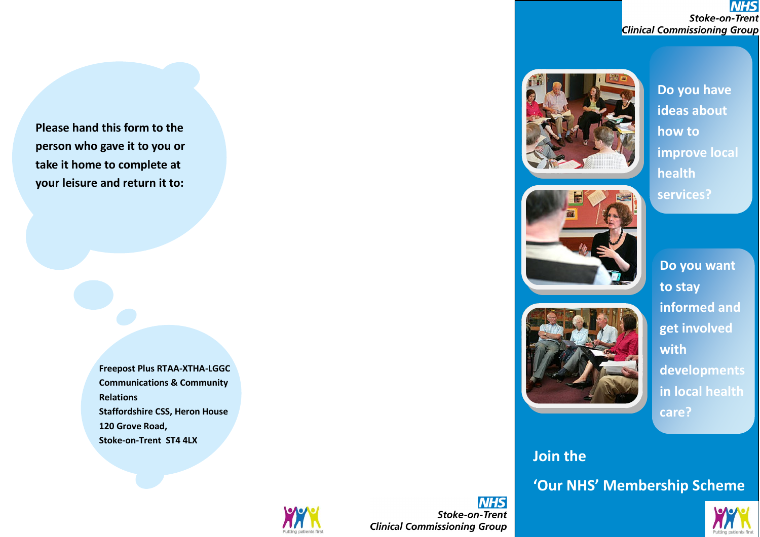Please hand this form to the person who gave it to you or take it home to complete at your leisure and return it to:

**Freepost Plus RTAA-XTHA-LGGC**
**Communications & Community Relations**
**Staffordshire CSS, Heron House**
**120 Grove Road,**
**Stoke-on-Trent ST4 4LX**

NHS
*Stoke-on-Trent*
*Clinical Commissioning Group*

Putting patients first

---

NHS
*Stoke-on-Trent*
*Clinical Commissioning Group*

**Do you have ideas about how to improve local health services?**

**Do you want to stay informed and get involved with developments in local health care?**

## Join the

## 'Our NHS' Membership Scheme

Putting patients first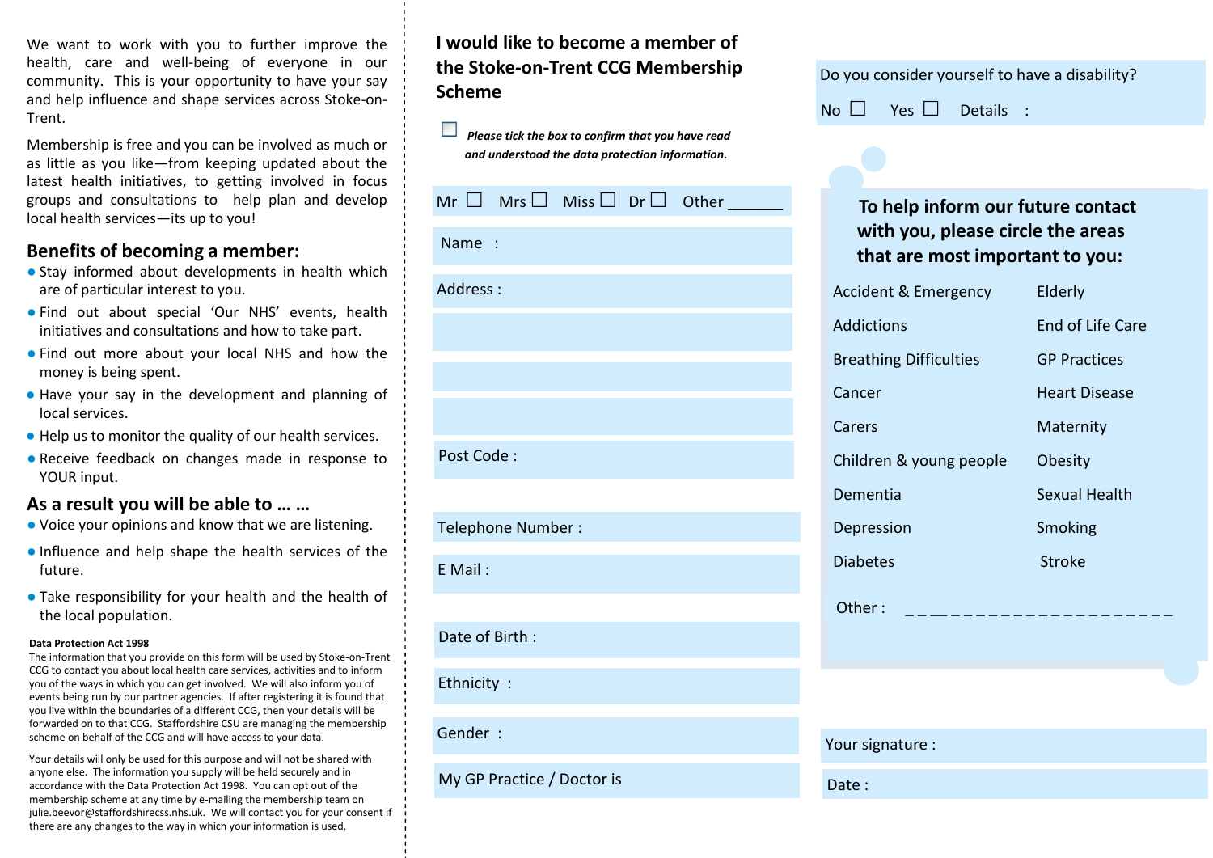We want to work with you to further improve the health, care and well-being of everyone in our community. This is your opportunity to have your say and help influence and shape services across Stoke-on-Trent.

Membership is free and you can be involved as much or as little as you like—from keeping updated about the latest health initiatives, to getting involved in focus groups and consultations to help plan and develop local health services—its up to you!

## Benefits of becoming a member:

- Stay informed about developments in health which are of particular interest to you.
- Find out about special 'Our NHS' events, health initiatives and consultations and how to take part.
- Find out more about your local NHS and how the money is being spent.
- Have your say in the development and planning of local services.
- Help us to monitor the quality of our health services.
- Receive feedback on changes made in response to YOUR input.

## As a result you will be able to … …

- Voice your opinions and know that we are listening.
- Influence and help shape the health services of the future.
- Take responsibility for your health and the health of the local population.

**Data Protection Act 1998**

The information that you provide on this form will be used by Stoke-on-Trent CCG to contact you about local health care services, activities and to inform you of the ways in which you can get involved. We will also inform you of events being run by our partner agencies. If after registering it is found that you live within the boundaries of a different CCG, then your details will be forwarded on to that CCG. Staffordshire CSU are managing the membership scheme on behalf of the CCG and will have access to your data.

Your details will only be used for this purpose and will not be shared with anyone else. The information you supply will be held securely and in accordance with the Data Protection Act 1998. You can opt out of the membership scheme at any time by e-mailing the membership team on julie.beevor@staffordshirecss.nhs.uk. We will contact you for your consent if there are any changes to the way in which your information is used.

## I would like to become a member of the Stoke-on-Trent CCG Membership Scheme

☐ ***Please tick the box to confirm that you have read and understood the data protection information.***

Mr ☐ Mrs ☐ Miss ☐ Dr ☐ Other _______

Name :

Address :

Post Code :

Telephone Number :

E Mail :

Date of Birth :

Ethnicity :

Gender :

My GP Practice / Doctor is

Do you consider yourself to have a disability?

No ☐ Yes ☐ Details :

## To help inform our future contact with you, please circle the areas that are most important to you:

| | |
|---|---|
| Accident & Emergency | Elderly |
| Addictions | End of Life Care |
| Breathing Difficulties | GP Practices |
| Cancer | Heart Disease |
| Carers | Maternity |
| Children & young people | Obesity |
| Dementia | Sexual Health |
| Depression | Smoking |
| Diabetes | Stroke |

Other : _____________________

Your signature :

Date :